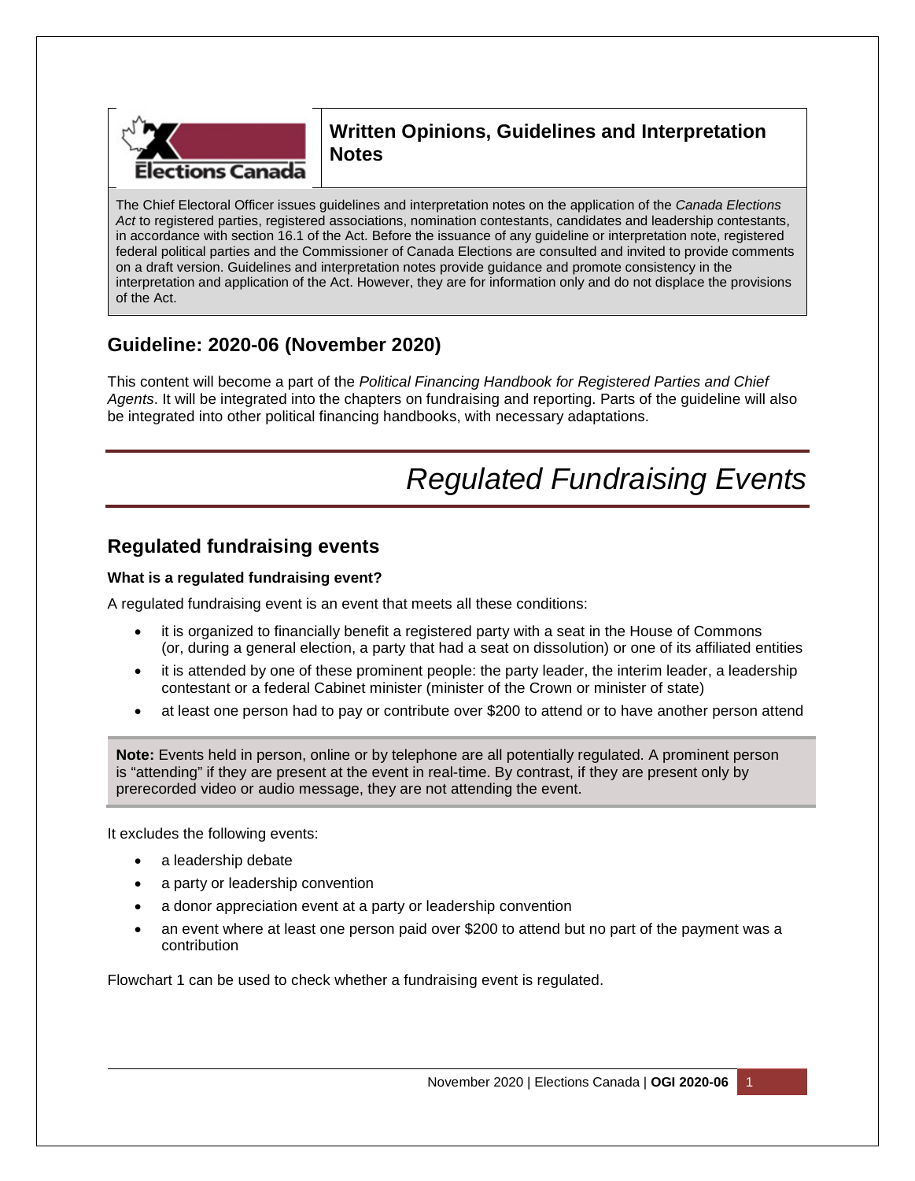## Written Opinions, Guidelines and Interpretation Notes

The Chief Electoral Officer issues guidelines and interpretation notes on the application of the *Canada Elections Act* to registered parties, registered associations, nomination contestants, candidates and leadership contestants, in accordance with section 16.1 of the Act. Before the issuance of any guideline or interpretation note, registered federal political parties and the Commissioner of Canada Elections are consulted and invited to provide comments on a draft version. Guidelines and interpretation notes provide guidance and promote consistency in the interpretation and application of the Act. However, they are for information only and do not displace the provisions of the Act.

## Guideline: 2020-06 (November 2020)

This content will become a part of the *Political Financing Handbook for Registered Parties and Chief Agents*. It will be integrated into the chapters on fundraising and reporting. Parts of the guideline will also be integrated into other political financing handbooks, with necessary adaptations.

# *Regulated Fundraising Events*

## Regulated fundraising events

**What is a regulated fundraising event?**

A regulated fundraising event is an event that meets all these conditions:

- it is organized to financially benefit a registered party with a seat in the House of Commons (or, during a general election, a party that had a seat on dissolution) or one of its affiliated entities
- it is attended by one of these prominent people: the party leader, the interim leader, a leadership contestant or a federal Cabinet minister (minister of the Crown or minister of state)
- at least one person had to pay or contribute over $200 to attend or to have another person attend

> **Note:** Events held in person, online or by telephone are all potentially regulated. A prominent person is "attending" if they are present at the event in real-time. By contrast, if they are present only by prerecorded video or audio message, they are not attending the event.

It excludes the following events:

- a leadership debate
- a party or leadership convention
- a donor appreciation event at a party or leadership convention
- an event where at least one person paid over $200 to attend but no part of the payment was a contribution

Flowchart 1 can be used to check whether a fundraising event is regulated.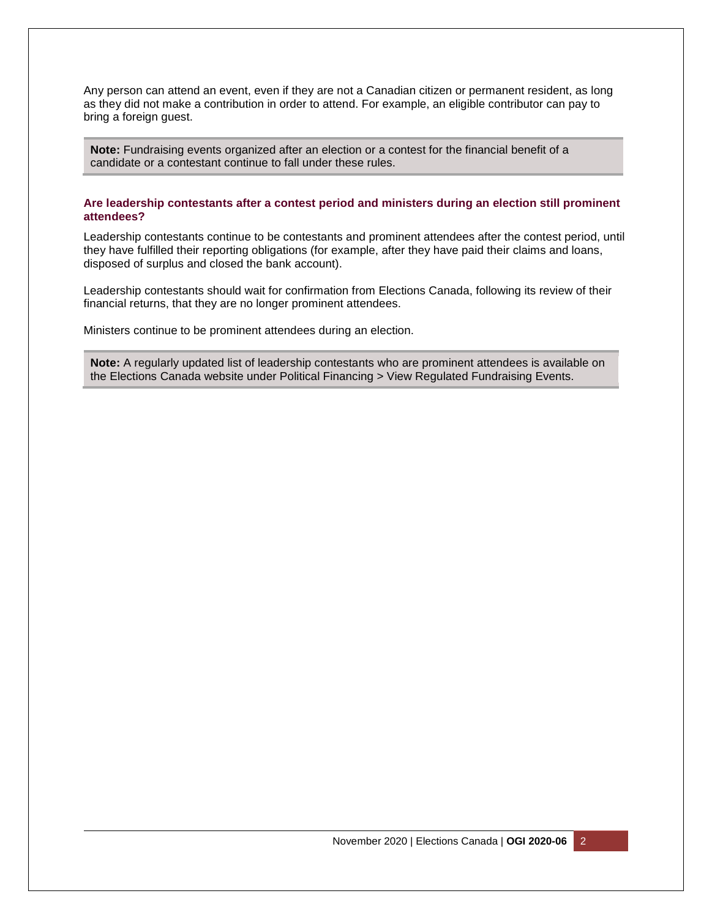Any person can attend an event, even if they are not a Canadian citizen or permanent resident, as long as they did not make a contribution in order to attend. For example, an eligible contributor can pay to bring a foreign guest.

> **Note:** Fundraising events organized after an election or a contest for the financial benefit of a candidate or a contestant continue to fall under these rules.

### Are leadership contestants after a contest period and ministers during an election still prominent attendees?

Leadership contestants continue to be contestants and prominent attendees after the contest period, until they have fulfilled their reporting obligations (for example, after they have paid their claims and loans, disposed of surplus and closed the bank account).

Leadership contestants should wait for confirmation from Elections Canada, following its review of their financial returns, that they are no longer prominent attendees.

Ministers continue to be prominent attendees during an election.

> **Note:** A regularly updated list of leadership contestants who are prominent attendees is available on the Elections Canada website under Political Financing > View Regulated Fundraising Events.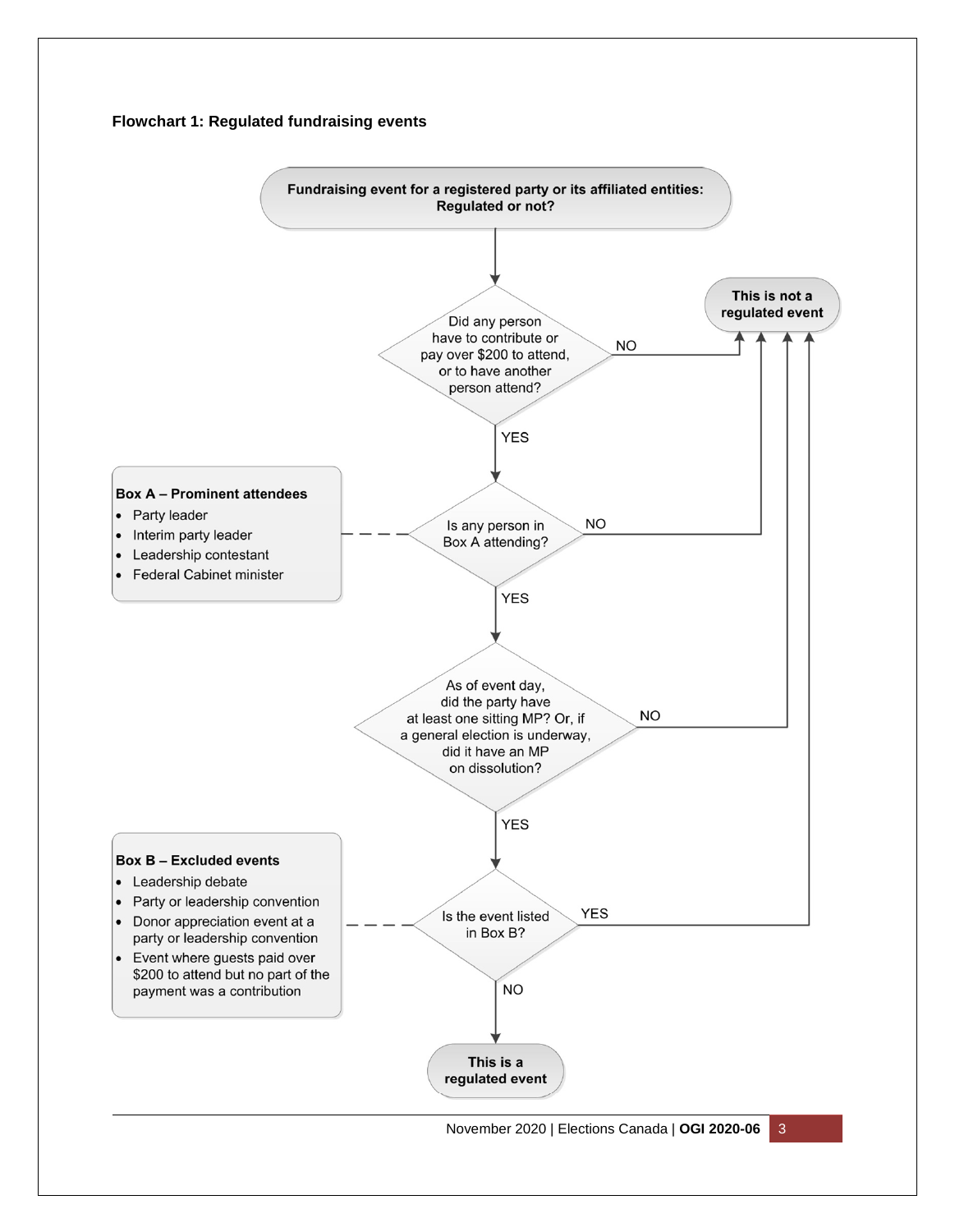### Flowchart 1: Regulated fundraising events

**Fundraising event for a registered party or its affiliated entities: Regulated or not?**

1. Did any person have to contribute or pay over $200 to attend, or to have another person attend?
   - NO → **This is not a regulated event**
   - YES → go to 2
2. Is any person in Box A attending?
   - NO → **This is not a regulated event**
   - YES → go to 3
3. As of event day, did the party have at least one sitting MP? Or, if a general election is underway, did it have an MP on dissolution?
   - NO → **This is not a regulated event**
   - YES → go to 4
4. Is the event listed in Box B?
   - YES → **This is not a regulated event**
   - NO → **This is a regulated event**

**Box A – Prominent attendees**

- Party leader
- Interim party leader
- Leadership contestant
- Federal Cabinet minister

**Box B – Excluded events**

- Leadership debate
- Party or leadership convention
- Donor appreciation event at a party or leadership convention
- Event where guests paid over $200 to attend but no part of the payment was a contribution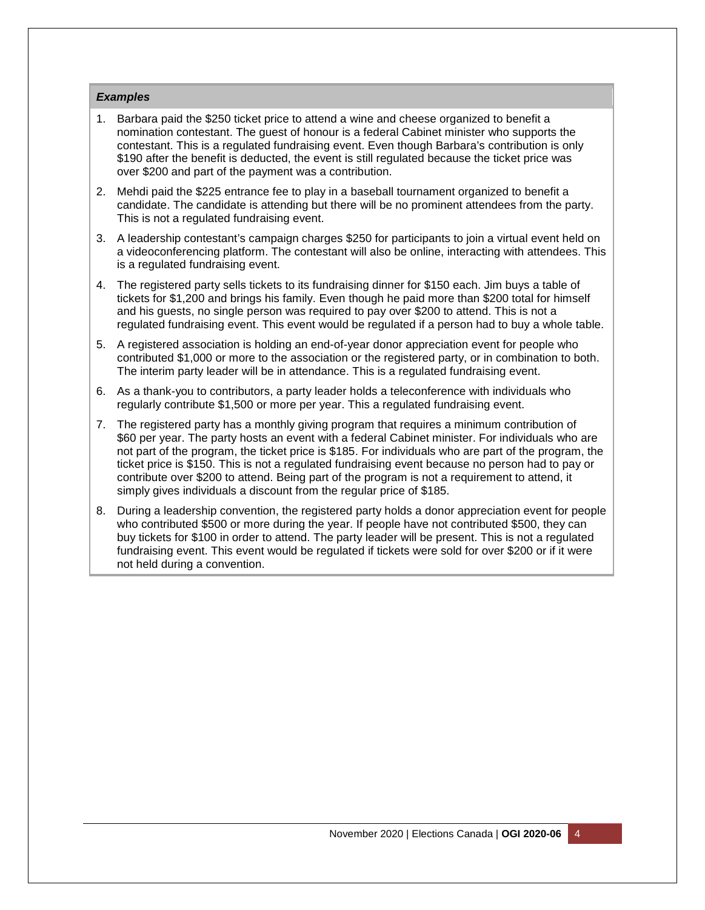***Examples***

1. Barbara paid the $250 ticket price to attend a wine and cheese organized to benefit a nomination contestant. The guest of honour is a federal Cabinet minister who supports the contestant. This is a regulated fundraising event. Even though Barbara's contribution is only $190 after the benefit is deducted, the event is still regulated because the ticket price was over $200 and part of the payment was a contribution.
2. Mehdi paid the $225 entrance fee to play in a baseball tournament organized to benefit a candidate. The candidate is attending but there will be no prominent attendees from the party. This is not a regulated fundraising event.
3. A leadership contestant's campaign charges $250 for participants to join a virtual event held on a videoconferencing platform. The contestant will also be online, interacting with attendees. This is a regulated fundraising event.
4. The registered party sells tickets to its fundraising dinner for $150 each. Jim buys a table of tickets for $1,200 and brings his family. Even though he paid more than $200 total for himself and his guests, no single person was required to pay over $200 to attend. This is not a regulated fundraising event. This event would be regulated if a person had to buy a whole table.
5. A registered association is holding an end-of-year donor appreciation event for people who contributed $1,000 or more to the association or the registered party, or in combination to both. The interim party leader will be in attendance. This is a regulated fundraising event.
6. As a thank-you to contributors, a party leader holds a teleconference with individuals who regularly contribute $1,500 or more per year. This a regulated fundraising event.
7. The registered party has a monthly giving program that requires a minimum contribution of $60 per year. The party hosts an event with a federal Cabinet minister. For individuals who are not part of the program, the ticket price is $185. For individuals who are part of the program, the ticket price is $150. This is not a regulated fundraising event because no person had to pay or contribute over $200 to attend. Being part of the program is not a requirement to attend, it simply gives individuals a discount from the regular price of $185.
8. During a leadership convention, the registered party holds a donor appreciation event for people who contributed $500 or more during the year. If people have not contributed $500, they can buy tickets for $100 in order to attend. The party leader will be present. This is not a regulated fundraising event. This event would be regulated if tickets were sold for over $200 or if it were not held during a convention.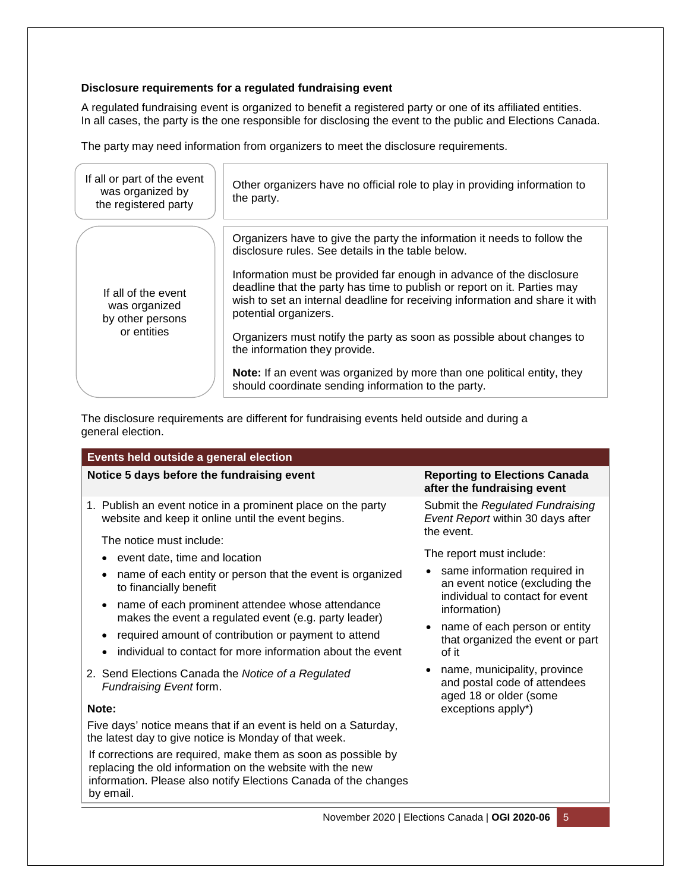### Disclosure requirements for a regulated fundraising event

A regulated fundraising event is organized to benefit a registered party or one of its affiliated entities. In all cases, the party is the one responsible for disclosing the event to the public and Elections Canada.

The party may need information from organizers to meet the disclosure requirements.

| | |
|---|---|
| If all or part of the event was organized by the registered party | Other organizers have no official role to play in providing information to the party. |
| If all of the event was organized by other persons or entities | Organizers have to give the party the information it needs to follow the disclosure rules. See details in the table below.<br><br>Information must be provided far enough in advance of the disclosure deadline that the party has time to publish or report on it. Parties may wish to set an internal deadline for receiving information and share it with potential organizers.<br><br>Organizers must notify the party as soon as possible about changes to the information they provide.<br><br>**Note:** If an event was organized by more than one political entity, they should coordinate sending information to the party. |

The disclosure requirements are different for fundraising events held outside and during a general election.

| **Events held outside a general election** | |
|---|---|
| **Notice 5 days before the fundraising event** | **Reporting to Elections Canada after the fundraising event** |
| 1. Publish an event notice in a prominent place on the party website and keep it online until the event begins.<br><br>The notice must include:<br>• event date, time and location<br>• name of each entity or person that the event is organized to financially benefit<br>• name of each prominent attendee whose attendance makes the event a regulated event (e.g. party leader)<br>• required amount of contribution or payment to attend<br>• individual to contact for more information about the event<br><br>2. Send Elections Canada the *Notice of a Regulated Fundraising Event* form.<br><br>**Note:**<br><br>Five days' notice means that if an event is held on a Saturday, the latest day to give notice is Monday of that week.<br><br>If corrections are required, make them as soon as possible by replacing the old information on the website with the new information. Please also notify Elections Canada of the changes by email. | Submit the *Regulated Fundraising Event Report* within 30 days after the event.<br><br>The report must include:<br>• same information required in an event notice (excluding the individual to contact for event information)<br>• name of each person or entity that organized the event or part of it<br>• name, municipality, province and postal code of attendees aged 18 or older (some exceptions apply*) |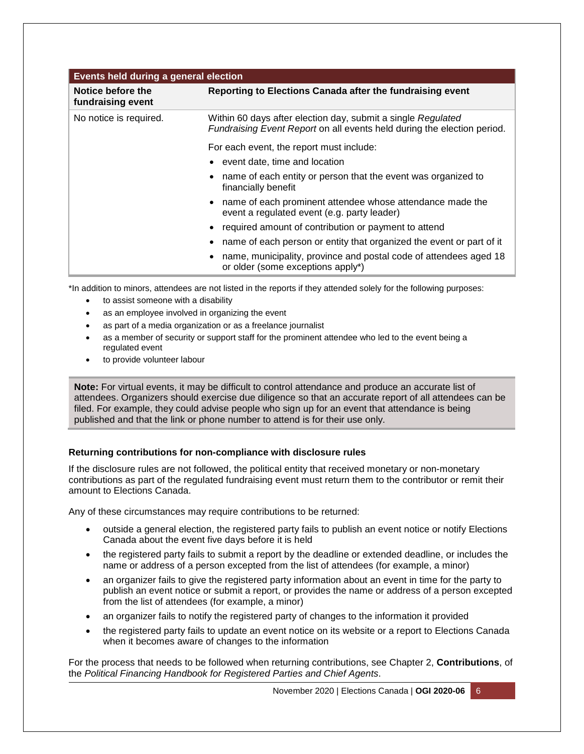| Events held during a general election | |
| --- | --- |
| **Notice before the fundraising event** | **Reporting to Elections Canada after the fundraising event** |
| No notice is required. | Within 60 days after election day, submit a single *Regulated Fundraising Event Report* on all events held during the election period.<br><br>For each event, the report must include:<br>• event date, time and location<br>• name of each entity or person that the event was organized to financially benefit<br>• name of each prominent attendee whose attendance made the event a regulated event (e.g. party leader)<br>• required amount of contribution or payment to attend<br>• name of each person or entity that organized the event or part of it<br>• name, municipality, province and postal code of attendees aged 18 or older (some exceptions apply*) |

*In addition to minors, attendees are not listed in the reports if they attended solely for the following purposes:

- to assist someone with a disability
- as an employee involved in organizing the event
- as part of a media organization or as a freelance journalist
- as a member of security or support staff for the prominent attendee who led to the event being a regulated event
- to provide volunteer labour

> **Note:** For virtual events, it may be difficult to control attendance and produce an accurate list of attendees. Organizers should exercise due diligence so that an accurate report of all attendees can be filed. For example, they could advise people who sign up for an event that attendance is being published and that the link or phone number to attend is for their use only.

#### Returning contributions for non-compliance with disclosure rules

If the disclosure rules are not followed, the political entity that received monetary or non-monetary contributions as part of the regulated fundraising event must return them to the contributor or remit their amount to Elections Canada.

Any of these circumstances may require contributions to be returned:

- outside a general election, the registered party fails to publish an event notice or notify Elections Canada about the event five days before it is held
- the registered party fails to submit a report by the deadline or extended deadline, or includes the name or address of a person excepted from the list of attendees (for example, a minor)
- an organizer fails to give the registered party information about an event in time for the party to publish an event notice or submit a report, or provides the name or address of a person excepted from the list of attendees (for example, a minor)
- an organizer fails to notify the registered party of changes to the information it provided
- the registered party fails to update an event notice on its website or a report to Elections Canada when it becomes aware of changes to the information

For the process that needs to be followed when returning contributions, see Chapter 2, **Contributions**, of the *Political Financing Handbook for Registered Parties and Chief Agents*.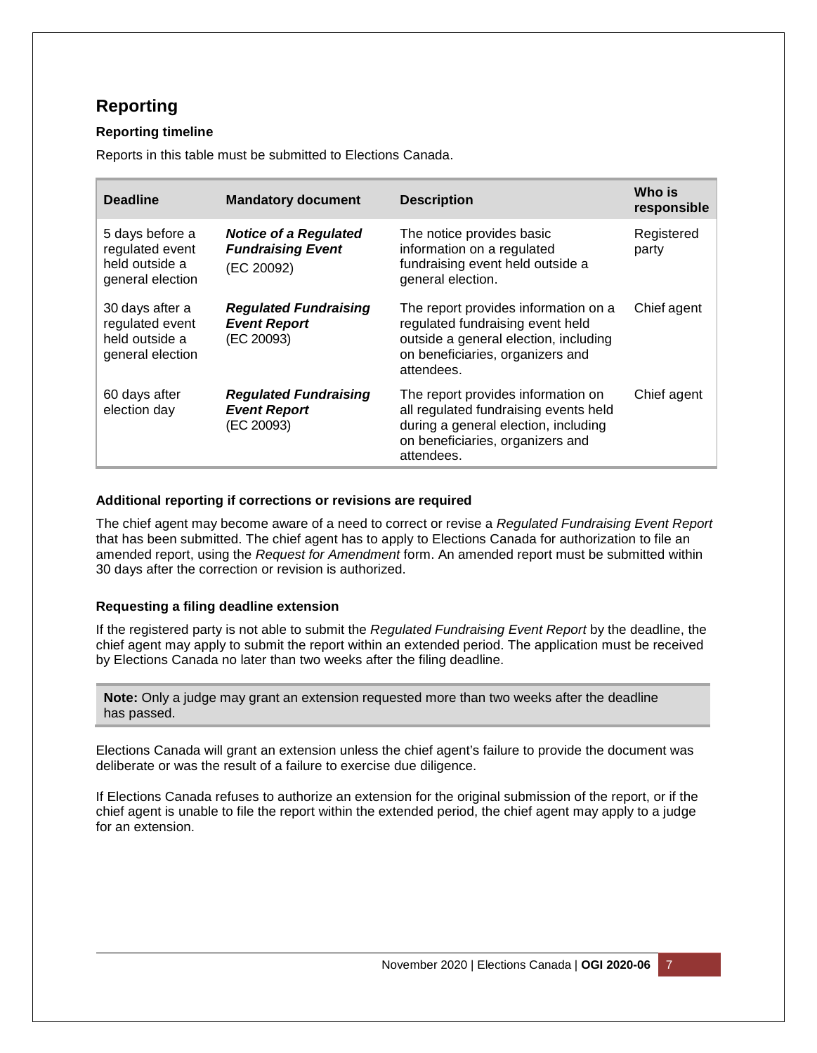## Reporting

### Reporting timeline

Reports in this table must be submitted to Elections Canada.

| Deadline | Mandatory document | Description | Who is responsible |
|---|---|---|---|
| 5 days before a regulated event held outside a general election | ***Notice of a Regulated Fundraising Event*** (EC 20092) | The notice provides basic information on a regulated fundraising event held outside a general election. | Registered party |
| 30 days after a regulated event held outside a general election | ***Regulated Fundraising Event Report*** (EC 20093) | The report provides information on a regulated fundraising event held outside a general election, including on beneficiaries, organizers and attendees. | Chief agent |
| 60 days after election day | ***Regulated Fundraising Event Report*** (EC 20093) | The report provides information on all regulated fundraising events held during a general election, including on beneficiaries, organizers and attendees. | Chief agent |

### Additional reporting if corrections or revisions are required

The chief agent may become aware of a need to correct or revise a *Regulated Fundraising Event Report* that has been submitted. The chief agent has to apply to Elections Canada for authorization to file an amended report, using the *Request for Amendment* form. An amended report must be submitted within 30 days after the correction or revision is authorized.

### Requesting a filing deadline extension

If the registered party is not able to submit the *Regulated Fundraising Event Report* by the deadline, the chief agent may apply to submit the report within an extended period. The application must be received by Elections Canada no later than two weeks after the filing deadline.

> **Note:** Only a judge may grant an extension requested more than two weeks after the deadline has passed.

Elections Canada will grant an extension unless the chief agent's failure to provide the document was deliberate or was the result of a failure to exercise due diligence.

If Elections Canada refuses to authorize an extension for the original submission of the report, or if the chief agent is unable to file the report within the extended period, the chief agent may apply to a judge for an extension.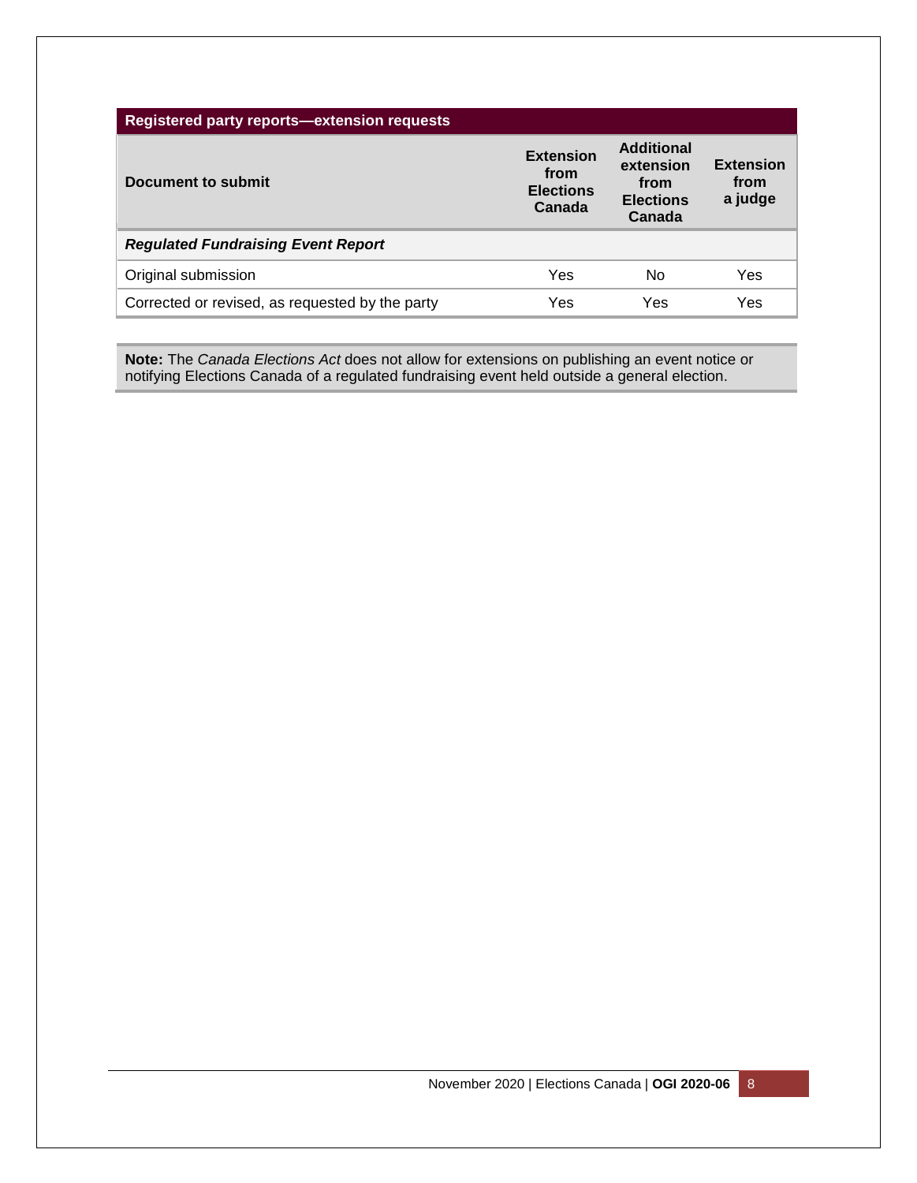**Registered party reports—extension requests**

| Document to submit | Extension from Elections Canada | Additional extension from Elections Canada | Extension from a judge |
| --- | --- | --- | --- |
| ***Regulated Fundraising Event Report*** | | | |
| Original submission | Yes | No | Yes |
| Corrected or revised, as requested by the party | Yes | Yes | Yes |

**Note:** The *Canada Elections Act* does not allow for extensions on publishing an event notice or notifying Elections Canada of a regulated fundraising event held outside a general election.